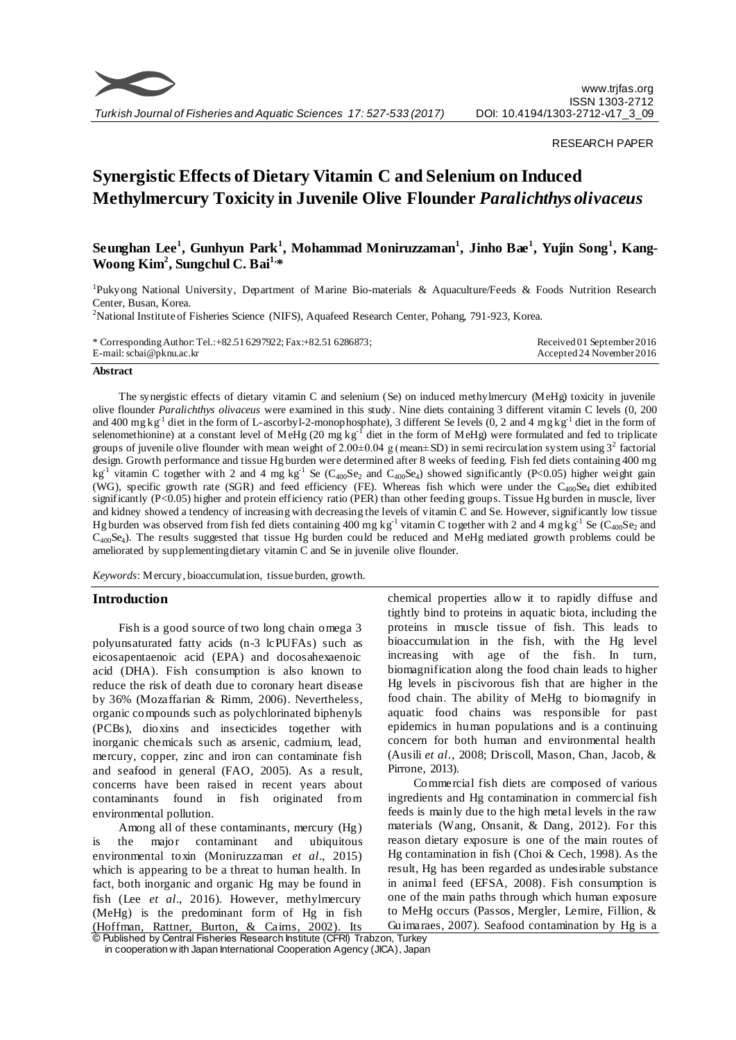RESEARCH PAPER

# Synergistic Effects of Dietary Vitamin C and Selenium on Induced Methylmercury Toxicity in Juvenile Olive Flounder *Paralichthys olivaceus*

**Seunghan Lee[1], Gunhyun Park[1], Mohammad Moniruzzaman[1], Jinho Bae[1], Yujin Song[1], Kang-Woong Kim[2], Sungchul C. Bai[1,]***

[1]Pukyong National University, Department of Marine Bio-materials & Aquaculture/Feeds & Foods Nutrition Research Center, Busan, Korea.

[2]National Institute of Fisheries Science (NIFS), Aquafeed Research Center, Pohang, 791-923, Korea.

\* Corresponding Author: Tel.:+82.51 6297922; Fax:+82.51 6286873; E-mail: scbai@pknu.ac.kr

Received 01 September 2016
Accepted 24 November 2016

## Abstract

The synergistic effects of dietary vitamin C and selenium (Se) on induced methylmercury (MeHg) toxicity in juvenile olive flounder *Paralichthys olivaceus* were examined in this study. Nine diets containing 3 different vitamin C levels (0, 200 and 400 mg kg$^{-1}$ diet in the form of L-ascorbyl-2-monophosphate), 3 different Se levels (0, 2 and 4 mg kg$^{-1}$ diet in the form of selenomethionine) at a constant level of MeHg (20 mg kg$^{-1}$ diet in the form of MeHg) were formulated and fed to triplicate groups of juvenile olive flounder with mean weight of 2.00±0.04 g (mean±SD) in semi recirculation system using $3^2$ factorial design. Growth performance and tissue Hg burden were determined after 8 weeks of feeding. Fish fed diets containing 400 mg kg$^{-1}$ vitamin C together with 2 and 4 mg kg$^{-1}$ Se ($C_{400}Se_2$ and $C_{400}Se_4$) showed significantly ($P<0.05$) higher weight gain (WG), specific growth rate (SGR) and feed efficiency (FE). Whereas fish which were under the $C_{400}Se_4$ diet exhibited significantly ($P<0.05$) higher and protein efficiency ratio (PER) than other feeding groups. Tissue Hg burden in muscle, liver and kidney showed a tendency of increasing with decreasing the levels of vitamin C and Se. However, significantly low tissue Hg burden was observed from fish fed diets containing 400 mg kg$^{-1}$ vitamin C together with 2 and 4 mg kg$^{-1}$ Se ($C_{400}Se_2$ and $C_{400}Se_4$). The results suggested that tissue Hg burden could be reduced and MeHg mediated growth problems could be ameliorated by supplementing dietary vitamin C and Se in juvenile olive flounder.

*Keywords*: Mercury, bioaccumulation, tissue burden, growth.

## Introduction

Fish is a good source of two long chain omega 3 polyunsaturated fatty acids (n-3 lcPUFAs) such as eicosapentaenoic acid (EPA) and docosahexaenoic acid (DHA). Fish consumption is also known to reduce the risk of death due to coronary heart disease by 36% (Mozaffarian & Rimm, 2006). Nevertheless, organic compounds such as polychlorinated biphenyls (PCBs), dioxins and insecticides together with inorganic chemicals such as arsenic, cadmium, lead, mercury, copper, zinc and iron can contaminate fish and seafood in general (FAO, 2005). As a result, concerns have been raised in recent years about contaminants found in fish originated from environmental pollution.

Among all of these contaminants, mercury (Hg) is the major contaminant and ubiquitous environmental toxin (Moniruzzaman *et al*., 2015) which is appearing to be a threat to human health. In fact, both inorganic and organic Hg may be found in fish (Lee *et al*., 2016). However, methylmercury (MeHg) is the predominant form of Hg in fish (Hoffman, Rattner, Burton, & Cairns, 2002). Its chemical properties allow it to rapidly diffuse and tightly bind to proteins in aquatic biota, including the proteins in muscle tissue of fish. This leads to bioaccumulation in the fish, with the Hg level increasing with age of the fish. In turn, biomagnification along the food chain leads to higher Hg levels in piscivorous fish that are higher in the food chain. The ability of MeHg to biomagnify in aquatic food chains was responsible for past epidemics in human populations and is a continuing concern for both human and environmental health (Ausili *et al*., 2008; Driscoll, Mason, Chan, Jacob, & Pirrone, 2013).

Commercial fish diets are composed of various ingredients and Hg contamination in commercial fish feeds is mainly due to the high metal levels in the raw materials (Wang, Onsanit, & Dang, 2012). For this reason dietary exposure is one of the main routes of Hg contamination in fish (Choi & Cech, 1998). As the result, Hg has been regarded as undesirable substance in animal feed (EFSA, 2008). Fish consumption is one of the main paths through which human exposure to MeHg occurs (Passos, Mergler, Lemire, Fillion, & Guimaraes, 2007). Seafood contamination by Hg is a

© Published by Central Fisheries Research Institute (CFRI) Trabzon, Turkey in cooperation with Japan International Cooperation Agency (JICA), Japan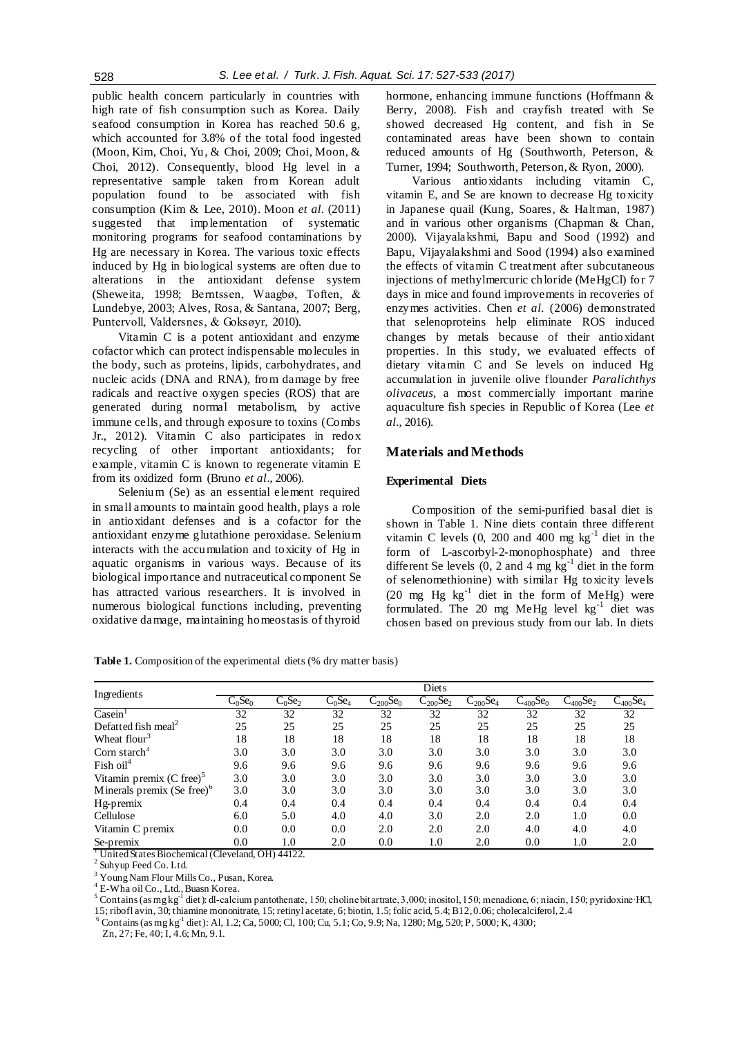public health concern particularly in countries with high rate of fish consumption such as Korea. Daily seafood consumption in Korea has reached 50.6 g, which accounted for 3.8% of the total food ingested (Moon, Kim, Choi, Yu, & Choi, 2009; Choi, Moon, & Choi, 2012). Consequently, blood Hg level in a representative sample taken from Korean adult population found to be associated with fish consumption (Kim & Lee, 2010). Moon *et al.* (2011) suggested that implementation of systematic monitoring programs for seafood contaminations by Hg are necessary in Korea. The various toxic effects induced by Hg in biological systems are often due to alterations in the antioxidant defense system (Sheweita, 1998; Berntssen, Waagbø, Toften, & Lundebye, 2003; Alves, Rosa, & Santana, 2007; Berg, Puntervoll, Valdersnes, & Goksøyr, 2010).

Vitamin C is a potent antioxidant and enzyme cofactor which can protect indispensable molecules in the body, such as proteins, lipids, carbohydrates, and nucleic acids (DNA and RNA), from damage by free radicals and reactive oxygen species (ROS) that are generated during normal metabolism, by active immune cells, and through exposure to toxins (Combs Jr., 2012). Vitamin C also participates in redox recycling of other important antioxidants; for example, vitamin C is known to regenerate vitamin E from its oxidized form (Bruno *et al*., 2006).

Selenium (Se) as an essential element required in small amounts to maintain good health, plays a role in antioxidant defenses and is a cofactor for the antioxidant enzyme glutathione peroxidase. Selenium interacts with the accumulation and toxicity of Hg in aquatic organisms in various ways. Because of its biological importance and nutraceutical component Se has attracted various researchers. It is involved in numerous biological functions including, preventing oxidative damage, maintaining homeostasis of thyroid hormone, enhancing immune functions (Hoffmann & Berry, 2008). Fish and crayfish treated with Se showed decreased Hg content, and fish in Se contaminated areas have been shown to contain reduced amounts of Hg (Southworth, Peterson, & Turner, 1994; Southworth, Peterson, & Ryon, 2000).

Various antioxidants including vitamin C, vitamin E, and Se are known to decrease Hg toxicity in Japanese quail (Kung, Soares, & Haltman, 1987) and in various other organisms (Chapman & Chan, 2000). Vijayalakshmi, Bapu and Sood (1992) and Bapu, Vijayalakshmi and Sood (1994) also examined the effects of vitamin C treatment after subcutaneous injections of methylmercuric chloride (MeHgCl) for 7 days in mice and found improvements in recoveries of enzymes activities. Chen *et al.* (2006) demonstrated that selenoproteins help eliminate ROS induced changes by metals because of their antioxidant properties. In this study, we evaluated effects of dietary vitamin C and Se levels on induced Hg accumulation in juvenile olive flounder *Paralichthys olivaceus*, a most commercially important marine aquaculture fish species in Republic of Korea (Lee *et al.*, 2016).

## Materials and Methods

### Experimental Diets

Composition of the semi-purified basal diet is shown in Table 1. Nine diets contain three different vitamin C levels (0, 200 and 400 mg $kg^{-1}$ diet in the form of L-ascorbyl-2-monophosphate) and three different Se levels (0, 2 and 4 mg $kg^{-1}$ diet in the form of selenomethionine) with similar Hg toxicity levels (20 mg Hg $kg^{-1}$ diet in the form of MeHg) were formulated. The 20 mg MeHg level $kg^{-1}$ diet was chosen based on previous study from our lab. In diets

**Table 1.** Composition of the experimental diets (% dry matter basis)

| Ingredients | Diets | | | | | | | | |
|---|---|---|---|---|---|---|---|---|---|
| | $C_0Se_0$ | $C_0Se_2$ | $C_0Se_4$ | $C_{200}Se_0$ | $C_{200}Se_2$ | $C_{200}Se_4$ | $C_{400}Se_0$ | $C_{400}Se_2$ | $C_{400}Se_4$ |
| Casein[1] | 32 | 32 | 32 | 32 | 32 | 32 | 32 | 32 | 32 |
| Defatted fish meal[2] | 25 | 25 | 25 | 25 | 25 | 25 | 25 | 25 | 25 |
| Wheat flour[3] | 18 | 18 | 18 | 18 | 18 | 18 | 18 | 18 | 18 |
| Corn starch[3] | 3.0 | 3.0 | 3.0 | 3.0 | 3.0 | 3.0 | 3.0 | 3.0 | 3.0 |
| Fish oil[4] | 9.6 | 9.6 | 9.6 | 9.6 | 9.6 | 9.6 | 9.6 | 9.6 | 9.6 |
| Vitamin premix (C free)[5] | 3.0 | 3.0 | 3.0 | 3.0 | 3.0 | 3.0 | 3.0 | 3.0 | 3.0 |
| Minerals premix (Se free)[6] | 3.0 | 3.0 | 3.0 | 3.0 | 3.0 | 3.0 | 3.0 | 3.0 | 3.0 |
| Hg-premix | 0.4 | 0.4 | 0.4 | 0.4 | 0.4 | 0.4 | 0.4 | 0.4 | 0.4 |
| Cellulose | 6.0 | 5.0 | 4.0 | 4.0 | 3.0 | 2.0 | 2.0 | 1.0 | 0.0 |
| Vitamin C premix | 0.0 | 0.0 | 0.0 | 2.0 | 2.0 | 2.0 | 4.0 | 4.0 | 4.0 |
| Se-premix | 0.0 | 1.0 | 2.0 | 0.0 | 1.0 | 2.0 | 0.0 | 1.0 | 2.0 |

[1] United States Biochemical (Cleveland, OH) 44122.
[2] Suhyup Feed Co. Ltd.
[3] Young Nam Flour Mills Co., Pusan, Korea.
[4] E-Wha oil Co., Ltd., Buasn Korea.
[5] Contains (as mg $kg^{-1}$ diet): dl-calcium pantothenate, 150; choline bitartrate, 3,000; inositol, 150; menadione, 6; niacin, 150; pyridoxine·HCl, 15; riboflavin, 30; thiamine mononitrate, 15; retinyl acetate, 6; biotin, 1.5; folic acid, 5.4; B12, 0.06; cholecalciferol, 2.4
[6] Contains (as mg $kg^{-1}$ diet): Al, 1.2; Ca, 5000; Cl, 100; Cu, 5.1; Co, 9.9; Na, 1280; Mg, 520; P, 5000; K, 4300; Zn, 27; Fe, 40; I, 4.6; Mn, 9.1.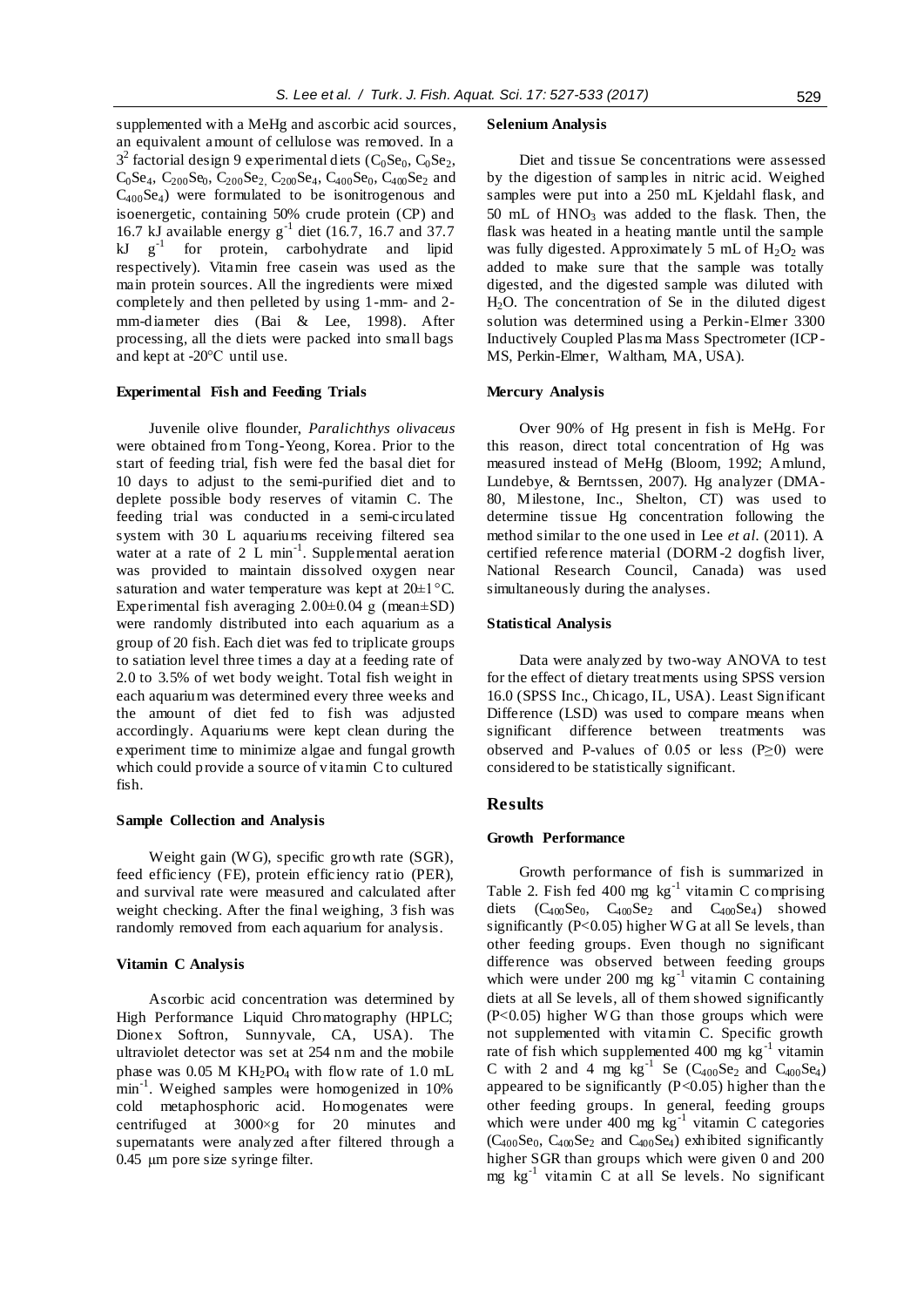supplemented with a MeHg and ascorbic acid sources, an equivalent amount of cellulose was removed. In a $3^2$ factorial design 9 experimental diets ($C_0Se_0$, $C_0Se_2$, $C_0Se_4$, $C_{200}Se_0$, $C_{200}Se_2$, $C_{200}Se_4$, $C_{400}Se_0$, $C_{400}Se_2$ and $C_{400}Se_4$) were formulated to be isonitrogenous and isoenergetic, containing 50% crude protein (CP) and 16.7 kJ available energy $g^{-1}$ diet (16.7, 16.7 and 37.7 kJ $g^{-1}$ for protein, carbohydrate and lipid respectively). Vitamin free casein was used as the main protein sources. All the ingredients were mixed completely and then pelleted by using 1-mm- and 2-mm-diameter dies (Bai & Lee, 1998). After processing, all the diets were packed into small bags and kept at -20°C until use.

### Experimental Fish and Feeding Trials

Juvenile olive flounder, *Paralichthys olivaceus* were obtained from Tong-Yeong, Korea. Prior to the start of feeding trial, fish were fed the basal diet for 10 days to adjust to the semi-purified diet and to deplete possible body reserves of vitamin C. The feeding trial was conducted in a semi-circulated system with 30 L aquariums receiving filtered sea water at a rate of 2 L $min^{-1}$. Supplemental aeration was provided to maintain dissolved oxygen near saturation and water temperature was kept at 20±1°C. Experimental fish averaging 2.00±0.04 g (mean±SD) were randomly distributed into each aquarium as a group of 20 fish. Each diet was fed to triplicate groups to satiation level three times a day at a feeding rate of 2.0 to 3.5% of wet body weight. Total fish weight in each aquarium was determined every three weeks and the amount of diet fed to fish was adjusted accordingly. Aquariums were kept clean during the experiment time to minimize algae and fungal growth which could provide a source of vitamin C to cultured fish.

### Sample Collection and Analysis

Weight gain (WG), specific growth rate (SGR), feed efficiency (FE), protein efficiency ratio (PER), and survival rate were measured and calculated after weight checking. After the final weighing, 3 fish was randomly removed from each aquarium for analysis.

### Vitamin C Analysis

Ascorbic acid concentration was determined by High Performance Liquid Chromatography (HPLC; Dionex Softron, Sunnyvale, CA, USA). The ultraviolet detector was set at 254 nm and the mobile phase was 0.05 M $KH_2PO_4$ with flow rate of 1.0 mL $min^{-1}$. Weighed samples were homogenized in 10% cold metaphosphoric acid. Homogenates were centrifuged at 3000×g for 20 minutes and supernatants were analyzed after filtered through a 0.45 μm pore size syringe filter.

### Selenium Analysis

Diet and tissue Se concentrations were assessed by the digestion of samples in nitric acid. Weighed samples were put into a 250 mL Kjeldahl flask, and 50 mL of $HNO_3$ was added to the flask. Then, the flask was heated in a heating mantle until the sample was fully digested. Approximately 5 mL of $H_2O_2$ was added to make sure that the sample was totally digested, and the digested sample was diluted with $H_2O$. The concentration of Se in the diluted digest solution was determined using a Perkin-Elmer 3300 Inductively Coupled Plasma Mass Spectrometer (ICP-MS, Perkin-Elmer, Waltham, MA, USA).

### Mercury Analysis

Over 90% of Hg present in fish is MeHg. For this reason, direct total concentration of Hg was measured instead of MeHg (Bloom, 1992; Amlund, Lundebye, & Berntssen, 2007). Hg analyzer (DMA-80, Milestone, Inc., Shelton, CT) was used to determine tissue Hg concentration following the method similar to the one used in Lee *et al.* (2011). A certified reference material (DORM-2 dogfish liver, National Research Council, Canada) was used simultaneously during the analyses.

### Statistical Analysis

Data were analyzed by two-way ANOVA to test for the effect of dietary treatments using SPSS version 16.0 (SPSS Inc., Chicago, IL, USA). Least Significant Difference (LSD) was used to compare means when significant difference between treatments was observed and P-values of 0.05 or less ($P \geq 0$) were considered to be statistically significant.

## Results

### Growth Performance

Growth performance of fish is summarized in Table 2. Fish fed 400 mg $kg^{-1}$ vitamin C comprising diets ($C_{400}Se_0$, $C_{400}Se_2$ and $C_{400}Se_4$) showed significantly ($P<0.05$) higher WG at all Se levels, than other feeding groups. Even though no significant difference was observed between feeding groups which were under 200 mg $kg^{-1}$ vitamin C containing diets at all Se levels, all of them showed significantly ($P<0.05$) higher WG than those groups which were not supplemented with vitamin C. Specific growth rate of fish which supplemented 400 mg $kg^{-1}$ vitamin C with 2 and 4 mg $kg^{-1}$ Se ($C_{400}Se_2$ and $C_{400}Se_4$) appeared to be significantly ($P<0.05$) higher than the other feeding groups. In general, feeding groups which were under 400 mg $kg^{-1}$ vitamin C categories ($C_{400}Se_0$, $C_{400}Se_2$ and $C_{400}Se_4$) exhibited significantly higher SGR than groups which were given 0 and 200 mg $kg^{-1}$ vitamin C at all Se levels. No significant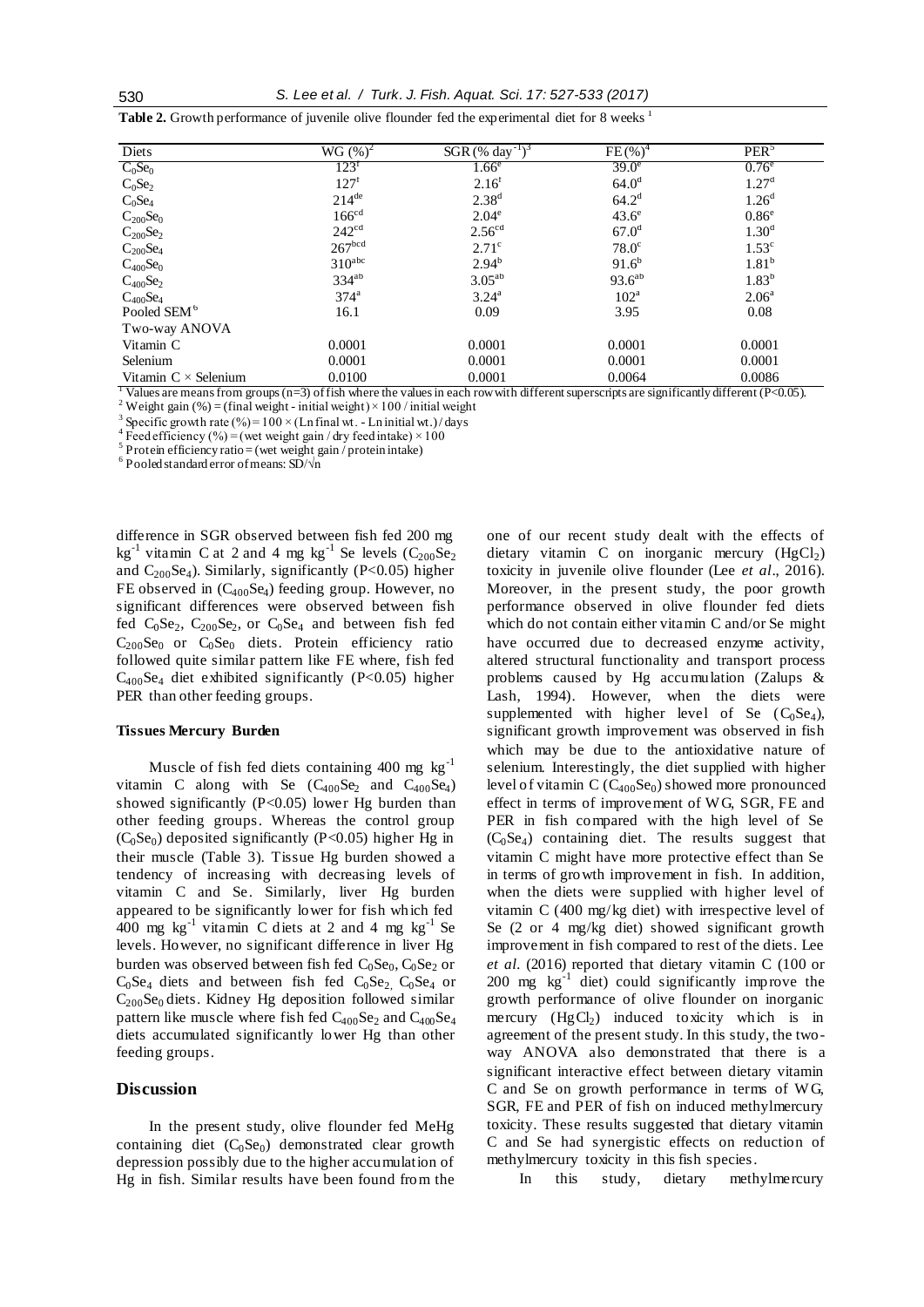**Table 2.** Growth performance of juvenile olive flounder fed the experimental diet for 8 weeks [1]

| Diets | WG (%)[2] | SGR (% day$^{-1}$)[3] | FE (%)[4] | PER[5] |
|---|---|---|---|---|
| $C_0Se_0$ | $123^{f}$ | $1.66^{e}$ | $39.0^{e}$ | $0.76^{e}$ |
| $C_0Se_2$ | $127^{f}$ | $2.16^{f}$ | $64.0^{d}$ | $1.27^{d}$ |
| $C_0Se_4$ | $214^{de}$ | $2.38^{d}$ | $64.2^{d}$ | $1.26^{d}$ |
| $C_{200}Se_0$ | $166^{cd}$ | $2.04^{e}$ | $43.6^{e}$ | $0.86^{e}$ |
| $C_{200}Se_2$ | $242^{cd}$ | $2.56^{cd}$ | $67.0^{d}$ | $1.30^{d}$ |
| $C_{200}Se_4$ | $267^{bcd}$ | $2.71^{c}$ | $78.0^{c}$ | $1.53^{c}$ |
| $C_{400}Se_0$ | $310^{abc}$ | $2.94^{b}$ | $91.6^{b}$ | $1.81^{b}$ |
| $C_{400}Se_2$ | $334^{ab}$ | $3.05^{ab}$ | $93.6^{ab}$ | $1.83^{b}$ |
| $C_{400}Se_4$ | $374^{a}$ | $3.24^{a}$ | $102^{a}$ | $2.06^{a}$ |
| Pooled SEM[6] | 16.1 | 0.09 | 3.95 | 0.08 |
| Two-way ANOVA | | | | |
| Vitamin C | 0.0001 | 0.0001 | 0.0001 | 0.0001 |
| Selenium | 0.0001 | 0.0001 | 0.0001 | 0.0001 |
| Vitamin C × Selenium | 0.0100 | 0.0001 | 0.0064 | 0.0086 |

[1] Values are means from groups (n=3) of fish where the values in each row with different superscripts are significantly different ($P<0.05$).
[2] Weight gain (%) = (final weight - initial weight) × 100 / initial weight
[3] Specific growth rate (%) = 100 × (Ln final wt. - Ln initial wt.) / days
[4] Feed efficiency (%) = (wet weight gain / dry feed intake) × 100
[5] Protein efficiency ratio = (wet weight gain / protein intake)
[6] Pooled standard error of means: SD/√n

difference in SGR observed between fish fed 200 mg kg$^{-1}$ vitamin C at 2 and 4 mg kg$^{-1}$ Se levels ($C_{200}Se_2$ and $C_{200}Se_4$). Similarly, significantly ($P<0.05$) higher FE observed in ($C_{400}Se_4$) feeding group. However, no significant differences were observed between fish fed $C_0Se_2$, $C_{200}Se_2$, or $C_0Se_4$ and between fish fed $C_{200}Se_0$ or $C_0Se_0$ diets. Protein efficiency ratio followed quite similar pattern like FE where, fish fed $C_{400}Se_4$ diet exhibited significantly ($P<0.05$) higher PER than other feeding groups.

### Tissues Mercury Burden

Muscle of fish fed diets containing 400 mg kg$^{-1}$ vitamin C along with Se ($C_{400}Se_2$ and $C_{400}Se_4$) showed significantly ($P<0.05$) lower Hg burden than other feeding groups. Whereas the control group ($C_0Se_0$) deposited significantly ($P<0.05$) higher Hg in their muscle (Table 3). Tissue Hg burden showed a tendency of increasing with decreasing levels of vitamin C and Se. Similarly, liver Hg burden appeared to be significantly lower for fish which fed 400 mg kg$^{-1}$ vitamin C diets at 2 and 4 mg kg$^{-1}$ Se levels. However, no significant difference in liver Hg burden was observed between fish fed $C_0Se_0$, $C_0Se_2$ or $C_0Se_4$ diets and between fish fed $C_0Se_2$, $C_0Se_4$ or $C_{200}Se_0$ diets. Kidney Hg deposition followed similar pattern like muscle where fish fed $C_{400}Se_2$ and $C_{400}Se_4$ diets accumulated significantly lower Hg than other feeding groups.

## Discussion

In the present study, olive flounder fed MeHg containing diet ($C_0Se_0$) demonstrated clear growth depression possibly due to the higher accumulation of Hg in fish. Similar results have been found from the one of our recent study dealt with the effects of dietary vitamin C on inorganic mercury ($HgCl_2$) toxicity in juvenile olive flounder (Lee *et al*., 2016). Moreover, in the present study, the poor growth performance observed in olive flounder fed diets which do not contain either vitamin C and/or Se might have occurred due to decreased enzyme activity, altered structural functionality and transport process problems caused by Hg accumulation (Zalups & Lash, 1994). However, when the diets were supplemented with higher level of Se ($C_0Se_4$), significant growth improvement was observed in fish which may be due to the antioxidative nature of selenium. Interestingly, the diet supplied with higher level of vitamin C ($C_{400}Se_0$) showed more pronounced effect in terms of improvement of WG, SGR, FE and PER in fish compared with the high level of Se ($C_0Se_4$) containing diet. The results suggest that vitamin C might have more protective effect than Se in terms of growth improvement in fish. In addition, when the diets were supplied with higher level of vitamin C (400 mg/kg diet) with irrespective level of Se (2 or 4 mg/kg diet) showed significant growth improvement in fish compared to rest of the diets. Lee *et al*. (2016) reported that dietary vitamin C (100 or 200 mg kg$^{-1}$ diet) could significantly improve the growth performance of olive flounder on inorganic mercury ($HgCl_2$) induced toxicity which is in agreement of the present study. In this study, the two-way ANOVA also demonstrated that there is a significant interactive effect between dietary vitamin C and Se on growth performance in terms of WG, SGR, FE and PER of fish on induced methylmercury toxicity. These results suggested that dietary vitamin C and Se had synergistic effects on reduction of methylmercury toxicity in this fish species.

In this study, dietary methylmercury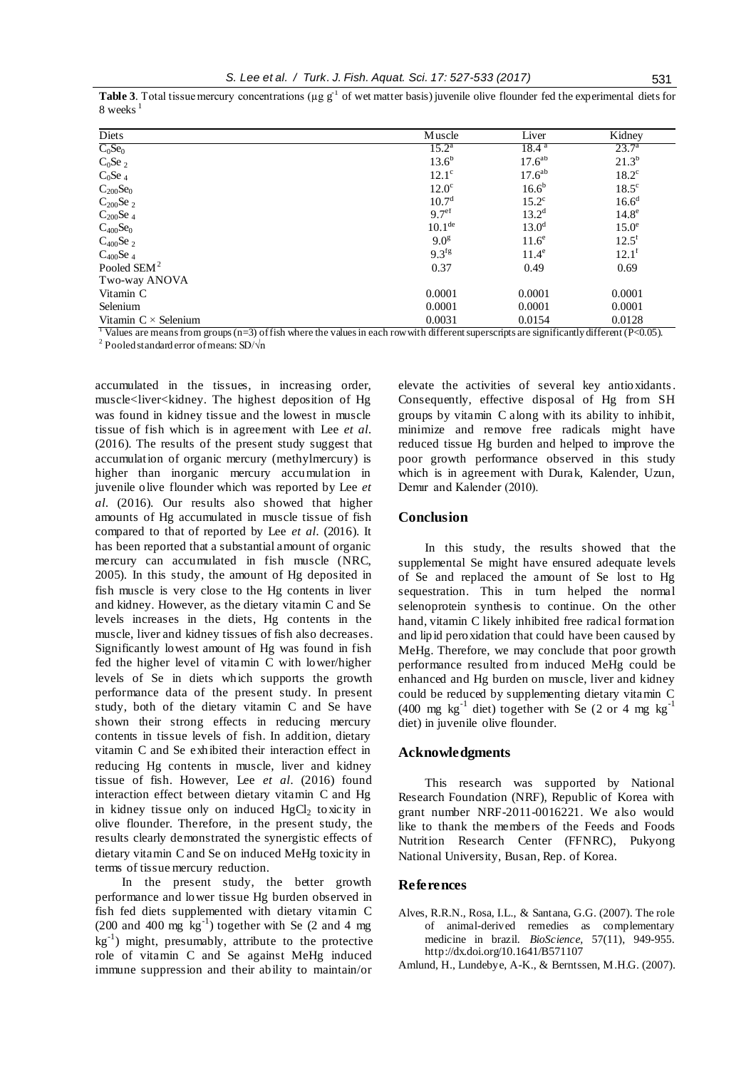**Table 3**. Total tissue mercury concentrations (μg g$^{-1}$ of wet matter basis) juvenile olive flounder fed the experimental diets for 8 weeks [1]

| Diets | Muscle | Liver | Kidney |
|---|---|---|---|
| $C_0Se_0$ | 15.2$^{a}$ | 18.4$^{a}$ | 23.7$^{a}$ |
| $C_0Se_2$ | 13.6$^{b}$ | 17.6$^{ab}$ | 21.3$^{b}$ |
| $C_0Se_4$ | 12.1$^{c}$ | 17.6$^{ab}$ | 18.2$^{c}$ |
| $C_{200}Se_0$ | 12.0$^{c}$ | 16.6$^{b}$ | 18.5$^{c}$ |
| $C_{200}Se_2$ | 10.7$^{d}$ | 15.2$^{c}$ | 16.6$^{d}$ |
| $C_{200}Se_4$ | 9.7$^{ef}$ | 13.2$^{d}$ | 14.8$^{e}$ |
| $C_{400}Se_0$ | 10.1$^{de}$ | 13.0$^{d}$ | 15.0$^{e}$ |
| $C_{400}Se_2$ | 9.0$^{g}$ | 11.6$^{e}$ | 12.5$^{f}$ |
| $C_{400}Se_4$ | 9.3$^{fg}$ | 11.4$^{e}$ | 12.1$^{f}$ |
| Pooled SEM [2] | 0.37 | 0.49 | 0.69 |
| Two-way ANOVA | | | |
| Vitamin C | 0.0001 | 0.0001 | 0.0001 |
| Selenium | 0.0001 | 0.0001 | 0.0001 |
| Vitamin C × Selenium | 0.0031 | 0.0154 | 0.0128 |

[1] Values are means from groups (n=3) of fish where the values in each row with different superscripts are significantly different ($P<0.05$).
[2] Pooled standard error of means: SD/√n

accumulated in the tissues, in increasing order, muscle<liver<kidney. The highest deposition of Hg was found in kidney tissue and the lowest in muscle tissue of fish which is in agreement with Lee *et al.* (2016). The results of the present study suggest that accumulation of organic mercury (methylmercury) is higher than inorganic mercury accumulation in juvenile olive flounder which was reported by Lee *et al.* (2016). Our results also showed that higher amounts of Hg accumulated in muscle tissue of fish compared to that of reported by Lee *et al.* (2016). It has been reported that a substantial amount of organic mercury can accumulated in fish muscle (NRC, 2005). In this study, the amount of Hg deposited in fish muscle is very close to the Hg contents in liver and kidney. However, as the dietary vitamin C and Se levels increases in the diets, Hg contents in the muscle, liver and kidney tissues of fish also decreases. Significantly lowest amount of Hg was found in fish fed the higher level of vitamin C with lower/higher levels of Se in diets which supports the growth performance data of the present study. In present study, both of the dietary vitamin C and Se have shown their strong effects in reducing mercury contents in tissue levels of fish. In addition, dietary vitamin C and Se exhibited their interaction effect in reducing Hg contents in muscle, liver and kidney tissue of fish. However, Lee *et al.* (2016) found interaction effect between dietary vitamin C and Hg in kidney tissue only on induced $HgCl_2$ toxicity in olive flounder. Therefore, in the present study, the results clearly demonstrated the synergistic effects of dietary vitamin C and Se on induced MeHg toxicity in terms of tissue mercury reduction.

In the present study, the better growth performance and lower tissue Hg burden observed in fish fed diets supplemented with dietary vitamin C (200 and 400 mg kg$^{-1}$) together with Se (2 and 4 mg kg$^{-1}$) might, presumably, attribute to the protective role of vitamin C and Se against MeHg induced immune suppression and their ability to maintain/or elevate the activities of several key antioxidants. Consequently, effective disposal of Hg from SH groups by vitamin C along with its ability to inhibit, minimize and remove free radicals might have reduced tissue Hg burden and helped to improve the poor growth performance observed in this study which is in agreement with Durak, Kalender, Uzun, Demır and Kalender (2010).

## Conclusion

In this study, the results showed that the supplemental Se might have ensured adequate levels of Se and replaced the amount of Se lost to Hg sequestration. This in turn helped the normal selenoprotein synthesis to continue. On the other hand, vitamin C likely inhibited free radical formation and lipid peroxidation that could have been caused by MeHg. Therefore, we may conclude that poor growth performance resulted from induced MeHg could be enhanced and Hg burden on muscle, liver and kidney could be reduced by supplementing dietary vitamin C (400 mg kg$^{-1}$ diet) together with Se (2 or 4 mg kg$^{-1}$ diet) in juvenile olive flounder.

## Acknowledgments

This research was supported by National Research Foundation (NRF), Republic of Korea with grant number NRF-2011-0016221. We also would like to thank the members of the Feeds and Foods Nutrition Research Center (FFNRC), Pukyong National University, Busan, Rep. of Korea.

## References

Alves, R.R.N., Rosa, I.L., & Santana, G.G. (2007). The role of animal-derived remedies as complementary medicine in brazil. *BioScience*, 57(11), 949-955. http://dx.doi.org/10.1641/B571107

Amlund, H., Lundebye, A-K., & Berntssen, M.H.G. (2007).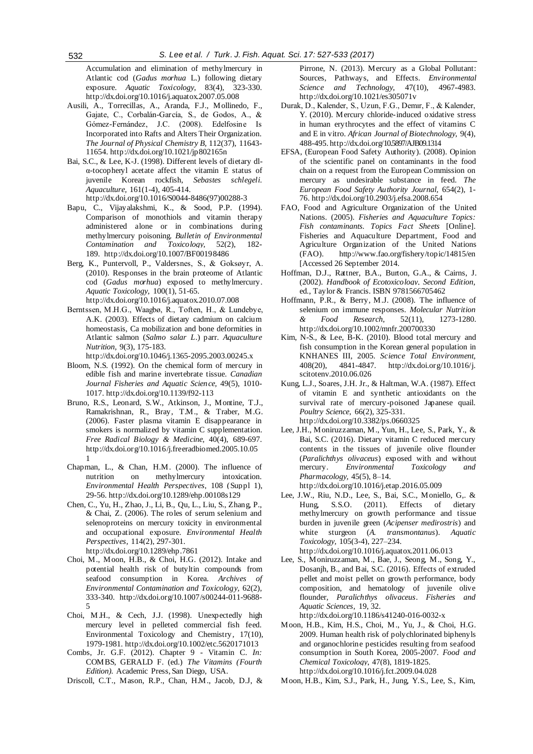Accumulation and elimination of methylmercury in Atlantic cod (*Gadus morhua* L.) following dietary exposure. *Aquatic Toxicology*, 83(4), 323-330. http://dx.doi.org/10.1016/j.aquatox.2007.05.008

Ausili, A., Torrecillas, A., Aranda, F.J., Mollinedo, F., Gajate, C., Corbalán-García, S., de Godos, A., & Gómez-Fernández, J.C. (2008). Edelfosine Is Incorporated into Rafts and Alters Their Organization. *The Journal of Physical Chemistry B*, 112(37), 11643-11654. http://dx.doi.org/10.1021/jp802165n

Bai, S.C., & Lee, K-J. (1998). Different levels of dietary dl-α-tocopheryl acetate affect the vitamin E status of juvenile Korean rockfish, *Sebastes schlegeli*. *Aquaculture*, 161(1-4), 405-414. http://dx.doi.org/10.1016/S0044-8486(97)00288-3

Bapu, C., Vijayalakshmi, K., & Sood, P.P. (1994). Comparison of monothiols and vitamin therapy administered alone or in combinations during methylmercury poisoning. *Bulletin of Environmental Contamination and Toxicology*, 52(2), 182-189. http://dx.doi.org/10.1007/BF00198486

Berg, K., Puntervoll, P., Valdersnes, S., & Goksøyr, A. (2010). Responses in the brain proteome of Atlantic cod (*Gadus morhua*) exposed to methylmercury. *Aquatic Toxicology*, 100(1), 51-65. http://dx.doi.org/10.1016/j.aquatox.2010.07.008

Berntssen, M.H.G., Waagbø, R., Toften, H., & Lundebye, A.K. (2003). Effects of dietary cadmium on calcium homeostasis, Ca mobilization and bone deformities in Atlantic salmon (*Salmo salar L*.) parr. *Aquaculture Nutrition*, 9(3), 175-183. http://dx.doi.org/10.1046/j.1365-2095.2003.00245.x

Bloom, N.S. (1992). On the chemical form of mercury in edible fish and marine invertebrate tissue. *Canadian Journal Fisheries and Aquatic Science*, 49(5), 1010-1017. http://dx.doi.org/10.1139/f92-113

Bruno, R.S., Leonard, S.W., Atkinson, J., Montine, T.J., Ramakrishnan, R., Bray, T.M., & Traber, M.G. (2006). Faster plasma vitamin E disappearance in smokers is normalized by vitamin C supplementation. *Free Radical Biology & Medicine*, 40(4), 689-697. http://dx.doi.org/10.1016/j.freeradbiomed.2005.10.051

Chapman, L., & Chan, H.M. (2000). The influence of nutrition on methylmercury intoxication. *Environmental Health Perspectives*, 108 (Suppl 1), 29-56. http://dx.doi.org/10.1289/ehp.00108s129

Chen, C., Yu, H., Zhao, J., Li, B., Qu, L., Liu, S., Zhang, P., & Chai, Z. (2006). The roles of serum selenium and selenoproteins on mercury toxicity in environmental and occupational exposure. *Environmental Health Perspectives*, 114(2), 297-301. http://dx.doi.org/10.1289/ehp.7861

Choi, M., Moon, H.B., & Choi, H.G. (2012). Intake and potential health risk of butyltin compounds from seafood consumption in Korea. *Archives of Environmental Contamination and Toxicology*, 62(2), 333-340. http://dx.doi.org/10.1007/s00244-011-9688-5

Choi, M.H., & Cech, J.J. (1998). Unexpectedly high mercury level in pelleted commercial fish feed. Environmental Toxicology and Chemistry, 17(10), 1979-1981. http://dx.doi.org/10.1002/etc.5620171013

Combs, Jr. G.F. (2012). Chapter 9 - Vitamin C. *In:* COMBS, GERALD F. (ed.) *The Vitamins (Fourth Edition)*. Academic Press, San Diego, USA.

Driscoll, C.T., Mason, R.P., Chan, H.M., Jacob, D.J., & Pirrone, N. (2013). Mercury as a Global Pollutant: Sources, Pathways, and Effects. *Environmental Science and Technology*, 47(10), 4967-4983. http://dx.doi.org/10.1021/es305071v

Durak, D., Kalender, S., Uzun, F.G., Demır, F., & Kalender, Y. (2010). Mercury chloride-induced oxidative stress in human erythrocytes and the effect of vitamins C and E in vitro. *African Journal of Biotechnology*, 9(4), 488-495. http://dx.doi.org/10.5897/AJB09.1314

EFSA, (European Food Safety Authority). (2008). Opinion of the scientific panel on contaminants in the food chain on a request from the European Commission on mercury as undesirable substance in feed. *The European Food Safety Authority Journal*, 654(2), 1-76. http://dx.doi.org/10.2903/j.efsa.2008.654

FAO, Food and Agriculture Organization of the United Nations. (2005). *Fisheries and Aquaculture Topics: Fish contaminants. Topics Fact Sheets* [Online]. Fisheries and Aquaculture Department, Food and Agriculture Organization of the United Nations (FAO). http://www.fao.org/fishery/topic/14815/en [Accessed 26 September 2014.

Hoffman, D.J., Rattner, B.A., Burton, G.A., & Cairns, J. (2002). *Handbook of Ecotoxicology, Second Edition*, ed., Taylor & Francis. ISBN 9781566705462

Hoffmann, P.R., & Berry, M.J. (2008). The influence of selenium on immune responses. *Molecular Nutrition & Food Research*, 52(11), 1273-1280. http://dx.doi.org/10.1002/mnfr.200700330

Kim, N-S., & Lee, B-K. (2010). Blood total mercury and fish consumption in the Korean general population in KNHANES III, 2005. *Science Total Environment*, 408(20), 4841-4847. http://dx.doi.org/10.1016/j.scitotenv.2010.06.026

Kung, L.J., Soares, J.H. Jr., & Haltman, W.A. (1987). Effect of vitamin E and synthetic antioxidants on the survival rate of mercury-poisoned Japanese quail. *Poultry Science*, 66(2), 325-331. http://dx.doi.org/10.3382/ps.0660325

Lee, J.H., Moniruzzaman, M., Yun, H., Lee, S., Park, Y., & Bai, S.C. (2016). Dietary vitamin C reduced mercury contents in the tissues of juvenile olive flounder (*Paralichthys olivaceus*) exposed with and without mercury. *Environmental Toxicology and Pharmacology*, 45(5), 8–14. http://dx.doi.org/10.1016/j.etap.2016.05.009

Lee, J.W., Riu, N.D., Lee, S., Bai, S.C., Moniello, G,. & Hung, S.S.O. (2011). Effects of dietary methylmercury on growth performance and tissue burden in juvenile green (*Acipenser medirostris*) and white sturgeon (*A. transmontanus*). *Aquatic Toxicology*, 105(3-4), 227–234. http://dx.doi.org/10.1016/j.aquatox.2011.06.013

Lee, S., Moniruzzaman, M., Bae, J., Seong, M., Song, Y., Dosanjh, B., and Bai, S.C. (2016). Effects of extruded pellet and moist pellet on growth performance, body composition, and hematology of juvenile olive flounder, *Paralichthys olivaceus*. *Fisheries and Aquatic Sciences*, 19, 32. http://dx.doi.org/10.1186/s41240-016-0032-x

Moon, H.B., Kim, H.S., Choi, M., Yu, J., & Choi, H.G. 2009. Human health risk of polychlorinated biphenyls and organochlorine pesticides resulting from seafood consumption in South Korea, 2005-2007. *Food and Chemical Toxicology*, 47(8), 1819-1825. http://dx.doi.org/10.1016/j.fct.2009.04.028

Moon, H.B., Kim, S.J., Park, H., Jung, Y.S., Lee, S., Kim,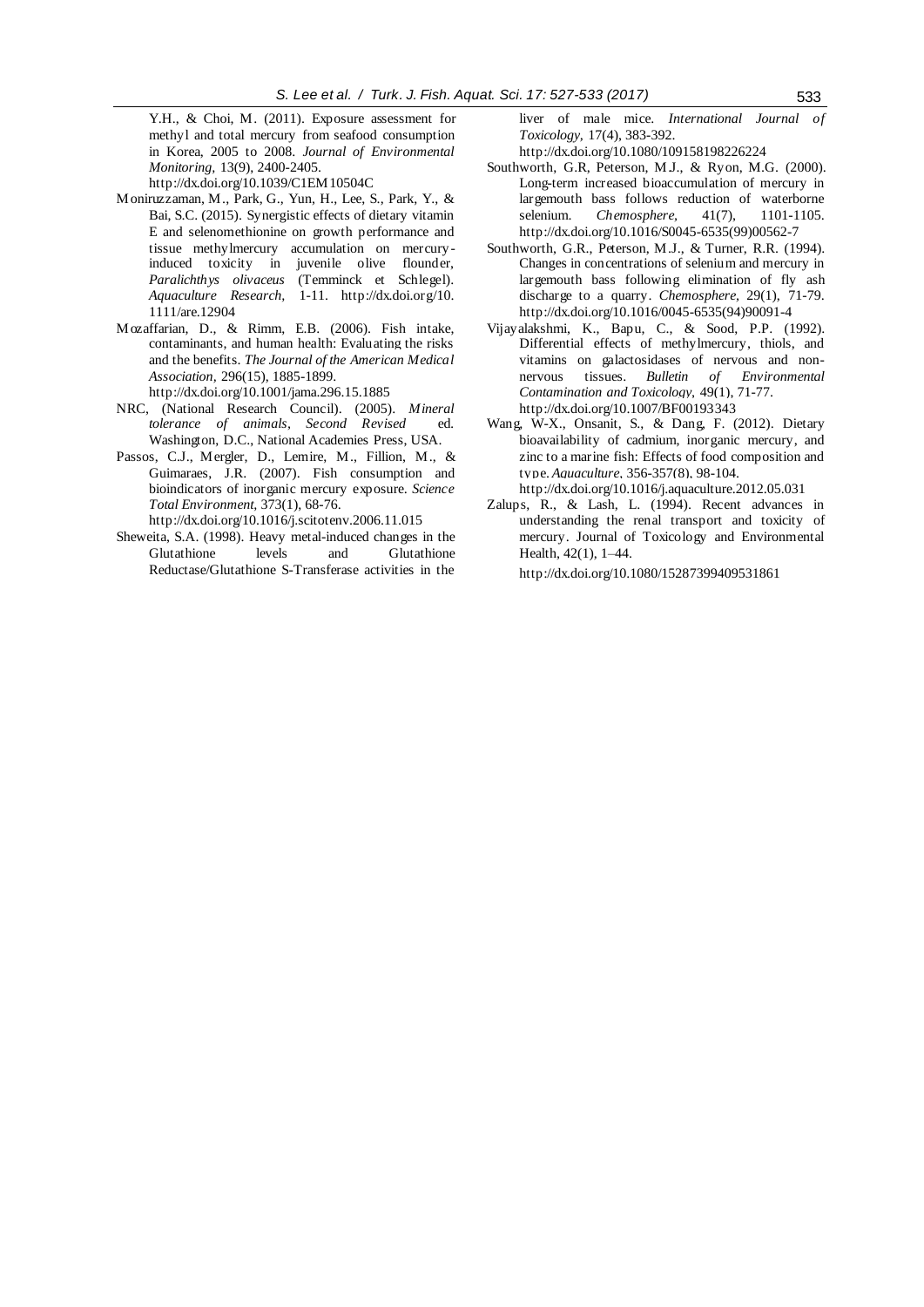Y.H., & Choi, M. (2011). Exposure assessment for methyl and total mercury from seafood consumption in Korea, 2005 to 2008. *Journal of Environmental Monitoring*, 13(9), 2400-2405. http://dx.doi.org/10.1039/C1EM10504C

Moniruzzaman, M., Park, G., Yun, H., Lee, S., Park, Y., & Bai, S.C. (2015). Synergistic effects of dietary vitamin E and selenomethionine on growth performance and tissue methylmercury accumulation on mercury-induced toxicity in juvenile olive flounder, *Paralichthys olivaceus* (Temminck et Schlegel). *Aquaculture Research*, 1-11. http://dx.doi.org/10.1111/are.12904

Mozaffarian, D., & Rimm, E.B. (2006). Fish intake, contaminants, and human health: Evaluating the risks and the benefits. *The Journal of the American Medical Association*, 296(15), 1885-1899. http://dx.doi.org/10.1001/jama.296.15.1885

NRC, (National Research Council). (2005). *Mineral tolerance of animals, Second Revised* ed. Washington, D.C., National Academies Press, USA.

Passos, C.J., Mergler, D., Lemire, M., Fillion, M., & Guimaraes, J.R. (2007). Fish consumption and bioindicators of inorganic mercury exposure. *Science Total Environment*, 373(1), 68-76. http://dx.doi.org/10.1016/j.scitotenv.2006.11.015

Sheweita, S.A. (1998). Heavy metal-induced changes in the Glutathione levels and Glutathione Reductase/Glutathione S-Transferase activities in the liver of male mice. *International Journal of Toxicology*, 17(4), 383-392. http://dx.doi.org/10.1080/109158198226224

Southworth, G.R, Peterson, M.J., & Ryon, M.G. (2000). Long-term increased bioaccumulation of mercury in largemouth bass follows reduction of waterborne selenium. *Chemosphere*, 41(7), 1101-1105. http://dx.doi.org/10.1016/S0045-6535(99)00562-7

Southworth, G.R., Peterson, M.J., & Turner, R.R. (1994). Changes in concentrations of selenium and mercury in largemouth bass following elimination of fly ash discharge to a quarry. *Chemosphere*, 29(1), 71-79. http://dx.doi.org/10.1016/0045-6535(94)90091-4

Vijayalakshmi, K., Bapu, C., & Sood, P.P. (1992). Differential effects of methylmercury, thiols, and vitamins on galactosidases of nervous and non-nervous tissues. *Bulletin of Environmental Contamination and Toxicology*, 49(1), 71-77. http://dx.doi.org/10.1007/BF00193343

Wang, W-X., Onsanit, S., & Dang, F. (2012). Dietary bioavailability of cadmium, inorganic mercury, and zinc to a marine fish: Effects of food composition and type. *Aquaculture*, 356-357(8), 98-104. http://dx.doi.org/10.1016/j.aquaculture.2012.05.031

Zalups, R., & Lash, L. (1994). Recent advances in understanding the renal transport and toxicity of mercury. Journal of Toxicology and Environmental Health, 42(1), 1–44. http://dx.doi.org/10.1080/15287399409531861